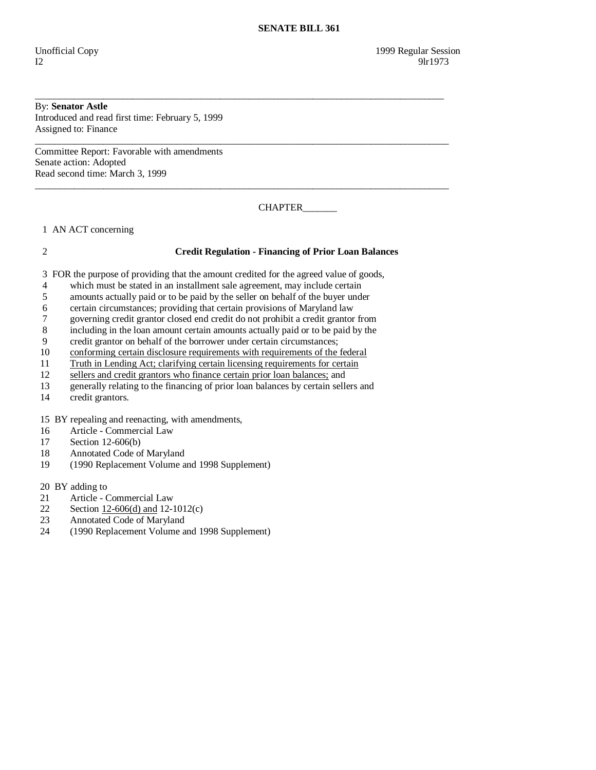**SENATE BILL 361**

Unofficial Copy 1999 Regular Session
I2 9lr1973

---

By: **Senator Astle**
Introduced and read first time: February 5, 1999
Assigned to: Finance

---

Committee Report: Favorable with amendments
Senate action: Adopted
Read second time: March 3, 1999

---

CHAPTER_______

1 AN ACT concerning

2 **Credit Regulation - Financing of Prior Loan Balances**

3 FOR the purpose of providing that the amount credited for the agreed value of goods,
4 which must be stated in an installment sale agreement, may include certain
5 amounts actually paid or to be paid by the seller on behalf of the buyer under
6 certain circumstances; providing that certain provisions of Maryland law
7 governing credit grantor closed end credit do not prohibit a credit grantor from
8 including in the loan amount certain amounts actually paid or to be paid by the
9 credit grantor on behalf of the borrower under certain circumstances;
10 conforming certain disclosure requirements with requirements of the federal
11 Truth in Lending Act; clarifying certain licensing requirements for certain
12 sellers and credit grantors who finance certain prior loan balances; and
13 generally relating to the financing of prior loan balances by certain sellers and
14 credit grantors.

15 BY repealing and reenacting, with amendments,
16 Article - Commercial Law
17 Section 12-606(b)
18 Annotated Code of Maryland
19 (1990 Replacement Volume and 1998 Supplement)

20 BY adding to
21 Article - Commercial Law
22 Section 12-606(d) and 12-1012(c)
23 Annotated Code of Maryland
24 (1990 Replacement Volume and 1998 Supplement)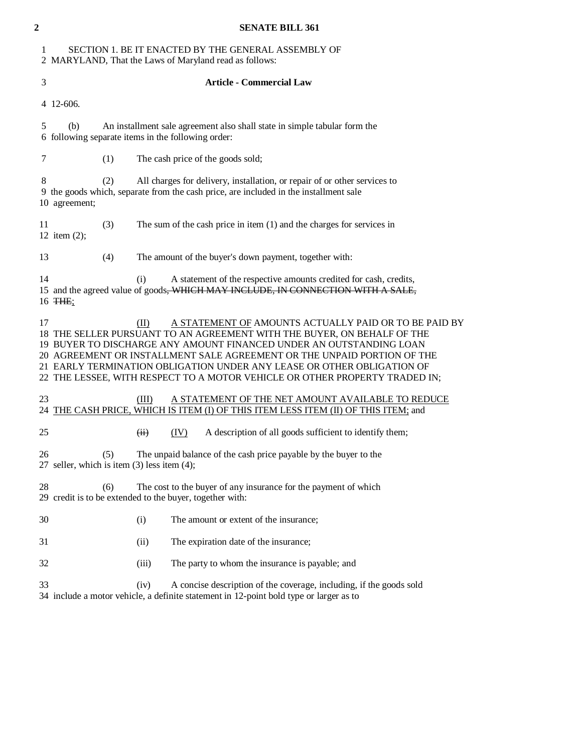SECTION 1. BE IT ENACTED BY THE GENERAL ASSEMBLY OF MARYLAND, That the Laws of Maryland read as follows:

### Article - Commercial Law

12-606.

(b) An installment sale agreement also shall state in simple tabular form the following separate items in the following order:

(1) The cash price of the goods sold;

(2) All charges for delivery, installation, or repair of or other services to the goods which, separate from the cash price, are included in the installment sale agreement;

(3) The sum of the cash price in item (1) and the charges for services in item (2);

(4) The amount of the buyer's down payment, together with:

(i) A statement of the respective amounts credited for cash, credits, and the agreed value of goods~~, WHICH MAY INCLUDE, IN CONNECTION WITH A SALE, THE~~;

(II) A STATEMENT OF AMOUNTS ACTUALLY PAID OR TO BE PAID BY THE SELLER PURSUANT TO AN AGREEMENT WITH THE BUYER, ON BEHALF OF THE BUYER TO DISCHARGE ANY AMOUNT FINANCED UNDER AN OUTSTANDING LOAN AGREEMENT OR INSTALLMENT SALE AGREEMENT OR THE UNPAID PORTION OF THE EARLY TERMINATION OBLIGATION UNDER ANY LEASE OR OTHER OBLIGATION OF THE LESSEE, WITH RESPECT TO A MOTOR VEHICLE OR OTHER PROPERTY TRADED IN;

(III) A STATEMENT OF THE NET AMOUNT AVAILABLE TO REDUCE THE CASH PRICE, WHICH IS ITEM (I) OF THIS ITEM LESS ITEM (II) OF THIS ITEM; and

~~(ii)~~ (IV) A description of all goods sufficient to identify them;

(5) The unpaid balance of the cash price payable by the buyer to the seller, which is item (3) less item (4);

(6) The cost to the buyer of any insurance for the payment of which credit is to be extended to the buyer, together with:

(i) The amount or extent of the insurance;

(ii) The expiration date of the insurance;

(iii) The party to whom the insurance is payable; and

(iv) A concise description of the coverage, including, if the goods sold include a motor vehicle, a definite statement in 12-point bold type or larger as to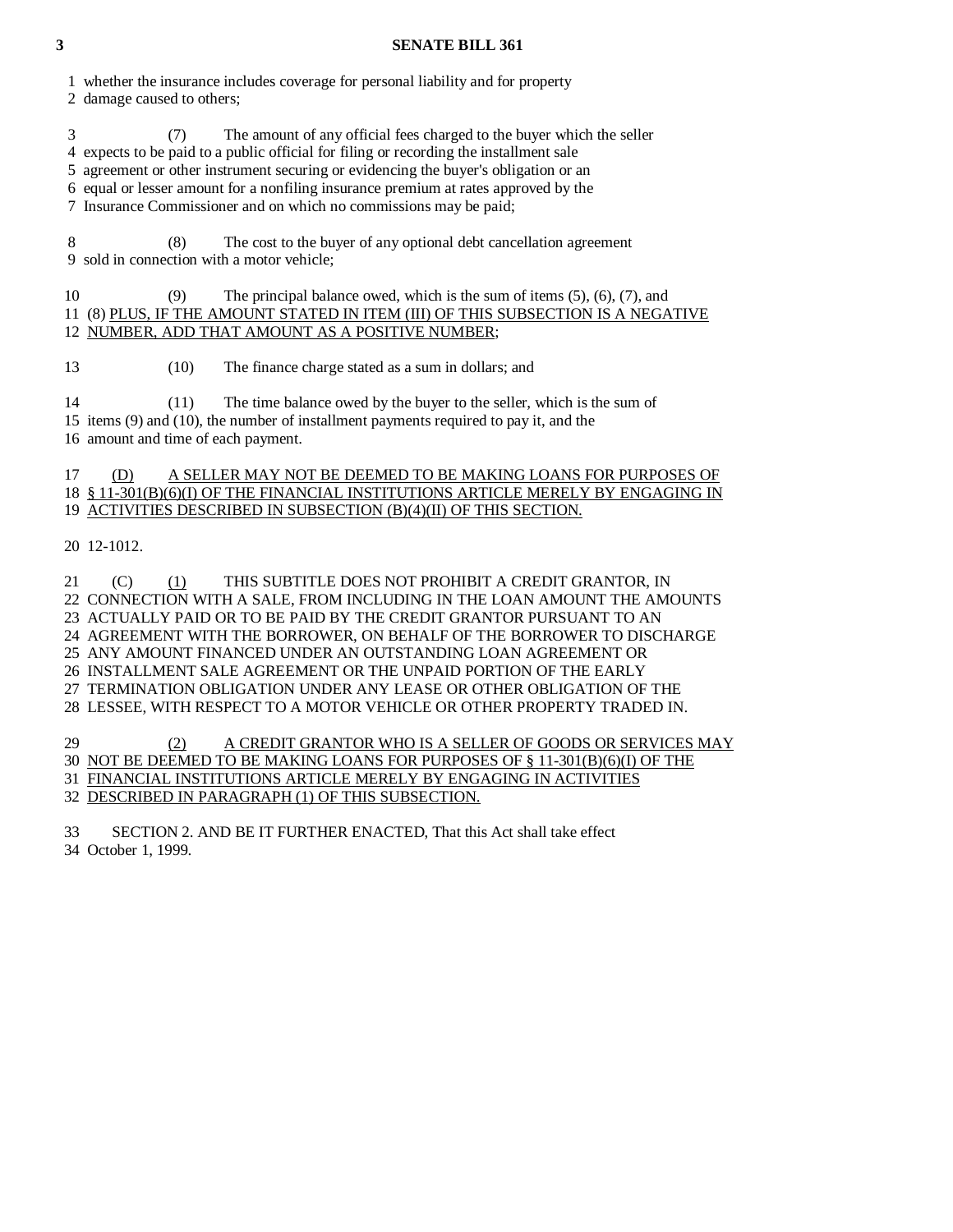whether the insurance includes coverage for personal liability and for property damage caused to others;

(7) The amount of any official fees charged to the buyer which the seller expects to be paid to a public official for filing or recording the installment sale agreement or other instrument securing or evidencing the buyer's obligation or an equal or lesser amount for a nonfiling insurance premium at rates approved by the Insurance Commissioner and on which no commissions may be paid;

(8) The cost to the buyer of any optional debt cancellation agreement sold in connection with a motor vehicle;

(9) The principal balance owed, which is the sum of items (5), (6), (7), and (8) PLUS, IF THE AMOUNT STATED IN ITEM (III) OF THIS SUBSECTION IS A NEGATIVE NUMBER, ADD THAT AMOUNT AS A POSITIVE NUMBER;

(10) The finance charge stated as a sum in dollars; and

(11) The time balance owed by the buyer to the seller, which is the sum of items (9) and (10), the number of installment payments required to pay it, and the amount and time of each payment.

(D) A SELLER MAY NOT BE DEEMED TO BE MAKING LOANS FOR PURPOSES OF § 11-301(B)(6)(I) OF THE FINANCIAL INSTITUTIONS ARTICLE MERELY BY ENGAGING IN ACTIVITIES DESCRIBED IN SUBSECTION (B)(4)(II) OF THIS SECTION.

12-1012.

(C) (1) THIS SUBTITLE DOES NOT PROHIBIT A CREDIT GRANTOR, IN CONNECTION WITH A SALE, FROM INCLUDING IN THE LOAN AMOUNT THE AMOUNTS ACTUALLY PAID OR TO BE PAID BY THE CREDIT GRANTOR PURSUANT TO AN AGREEMENT WITH THE BORROWER, ON BEHALF OF THE BORROWER TO DISCHARGE ANY AMOUNT FINANCED UNDER AN OUTSTANDING LOAN AGREEMENT OR INSTALLMENT SALE AGREEMENT OR THE UNPAID PORTION OF THE EARLY TERMINATION OBLIGATION UNDER ANY LEASE OR OTHER OBLIGATION OF THE LESSEE, WITH RESPECT TO A MOTOR VEHICLE OR OTHER PROPERTY TRADED IN.

(2) A CREDIT GRANTOR WHO IS A SELLER OF GOODS OR SERVICES MAY NOT BE DEEMED TO BE MAKING LOANS FOR PURPOSES OF § 11-301(B)(6)(I) OF THE FINANCIAL INSTITUTIONS ARTICLE MERELY BY ENGAGING IN ACTIVITIES DESCRIBED IN PARAGRAPH (1) OF THIS SUBSECTION.

SECTION 2. AND BE IT FURTHER ENACTED, That this Act shall take effect October 1, 1999.